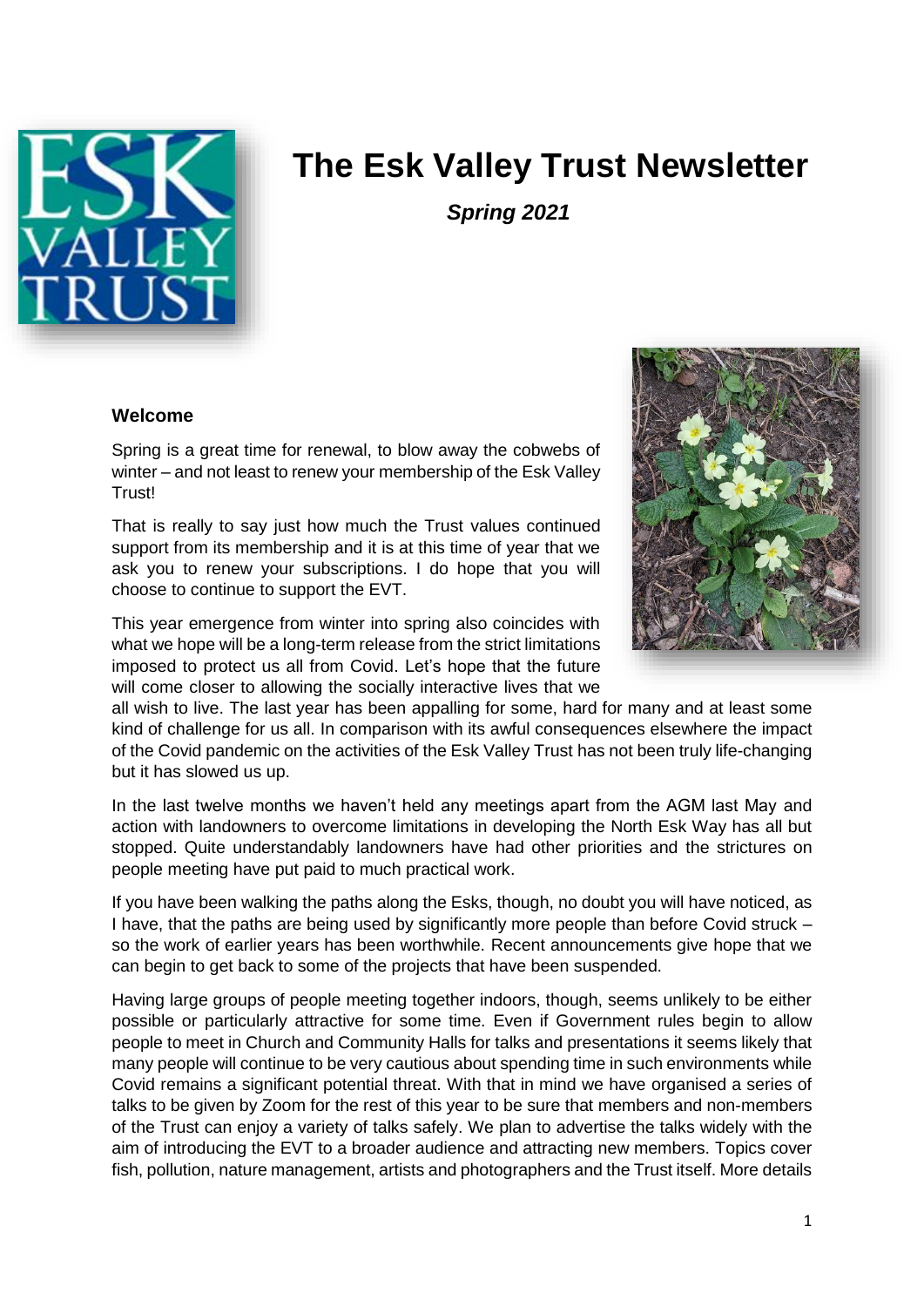# The Esk Valley Trust Newsletter

***Spring 2021***

## Welcome

Spring is a great time for renewal, to blow away the cobwebs of winter – and not least to renew your membership of the Esk Valley Trust!

That is really to say just how much the Trust values continued support from its membership and it is at this time of year that we ask you to renew your subscriptions. I do hope that you will choose to continue to support the EVT.

This year emergence from winter into spring also coincides with what we hope will be a long-term release from the strict limitations imposed to protect us all from Covid. Let's hope that the future will come closer to allowing the socially interactive lives that we all wish to live. The last year has been appalling for some, hard for many and at least some kind of challenge for us all. In comparison with its awful consequences elsewhere the impact of the Covid pandemic on the activities of the Esk Valley Trust has not been truly life-changing but it has slowed us up.

In the last twelve months we haven't held any meetings apart from the AGM last May and action with landowners to overcome limitations in developing the North Esk Way has all but stopped. Quite understandably landowners have had other priorities and the strictures on people meeting have put paid to much practical work.

If you have been walking the paths along the Esks, though, no doubt you will have noticed, as I have, that the paths are being used by significantly more people than before Covid struck – so the work of earlier years has been worthwhile. Recent announcements give hope that we can begin to get back to some of the projects that have been suspended.

Having large groups of people meeting together indoors, though, seems unlikely to be either possible or particularly attractive for some time. Even if Government rules begin to allow people to meet in Church and Community Halls for talks and presentations it seems likely that many people will continue to be very cautious about spending time in such environments while Covid remains a significant potential threat. With that in mind we have organised a series of talks to be given by Zoom for the rest of this year to be sure that members and non-members of the Trust can enjoy a variety of talks safely. We plan to advertise the talks widely with the aim of introducing the EVT to a broader audience and attracting new members. Topics cover fish, pollution, nature management, artists and photographers and the Trust itself. More details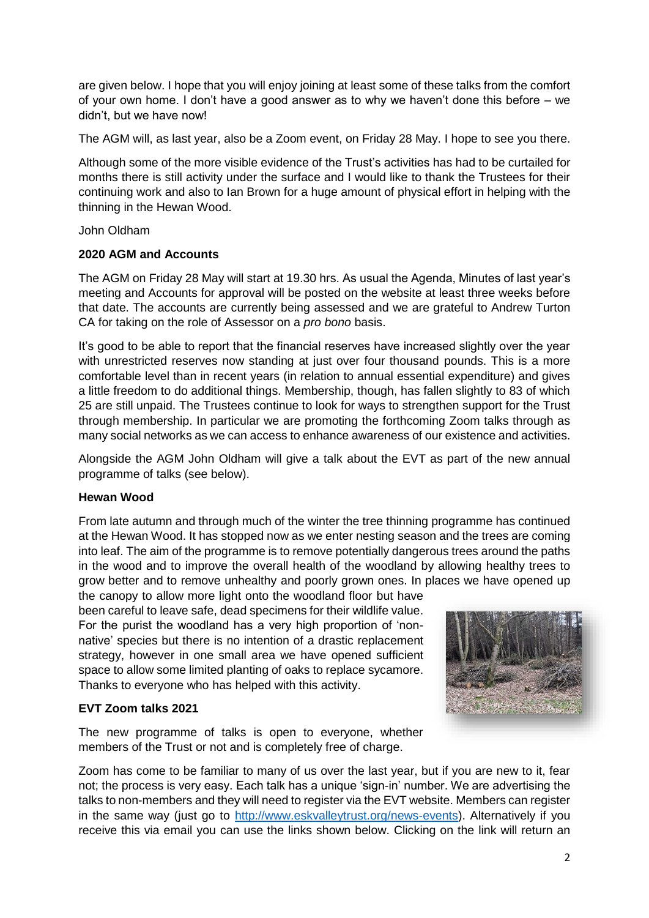are given below. I hope that you will enjoy joining at least some of these talks from the comfort of your own home. I don't have a good answer as to why we haven't done this before – we didn't, but we have now!

The AGM will, as last year, also be a Zoom event, on Friday 28 May. I hope to see you there.

Although some of the more visible evidence of the Trust's activities has had to be curtailed for months there is still activity under the surface and I would like to thank the Trustees for their continuing work and also to Ian Brown for a huge amount of physical effort in helping with the thinning in the Hewan Wood.

John Oldham

**2020 AGM and Accounts**

The AGM on Friday 28 May will start at 19.30 hrs. As usual the Agenda, Minutes of last year's meeting and Accounts for approval will be posted on the website at least three weeks before that date. The accounts are currently being assessed and we are grateful to Andrew Turton CA for taking on the role of Assessor on a *pro bono* basis.

It's good to be able to report that the financial reserves have increased slightly over the year with unrestricted reserves now standing at just over four thousand pounds. This is a more comfortable level than in recent years (in relation to annual essential expenditure) and gives a little freedom to do additional things. Membership, though, has fallen slightly to 83 of which 25 are still unpaid. The Trustees continue to look for ways to strengthen support for the Trust through membership. In particular we are promoting the forthcoming Zoom talks through as many social networks as we can access to enhance awareness of our existence and activities.

Alongside the AGM John Oldham will give a talk about the EVT as part of the new annual programme of talks (see below).

**Hewan Wood**

From late autumn and through much of the winter the tree thinning programme has continued at the Hewan Wood. It has stopped now as we enter nesting season and the trees are coming into leaf. The aim of the programme is to remove potentially dangerous trees around the paths in the wood and to improve the overall health of the woodland by allowing healthy trees to grow better and to remove unhealthy and poorly grown ones. In places we have opened up the canopy to allow more light onto the woodland floor but have been careful to leave safe, dead specimens for their wildlife value. For the purist the woodland has a very high proportion of 'non-native' species but there is no intention of a drastic replacement strategy, however in one small area we have opened sufficient space to allow some limited planting of oaks to replace sycamore. Thanks to everyone who has helped with this activity.

**EVT Zoom talks 2021**

The new programme of talks is open to everyone, whether members of the Trust or not and is completely free of charge.

Zoom has come to be familiar to many of us over the last year, but if you are new to it, fear not; the process is very easy. Each talk has a unique 'sign-in' number. We are advertising the talks to non-members and they will need to register via the EVT website. Members can register in the same way (just go to http://www.eskvalleytrust.org/news-events). Alternatively if you receive this via email you can use the links shown below. Clicking on the link will return an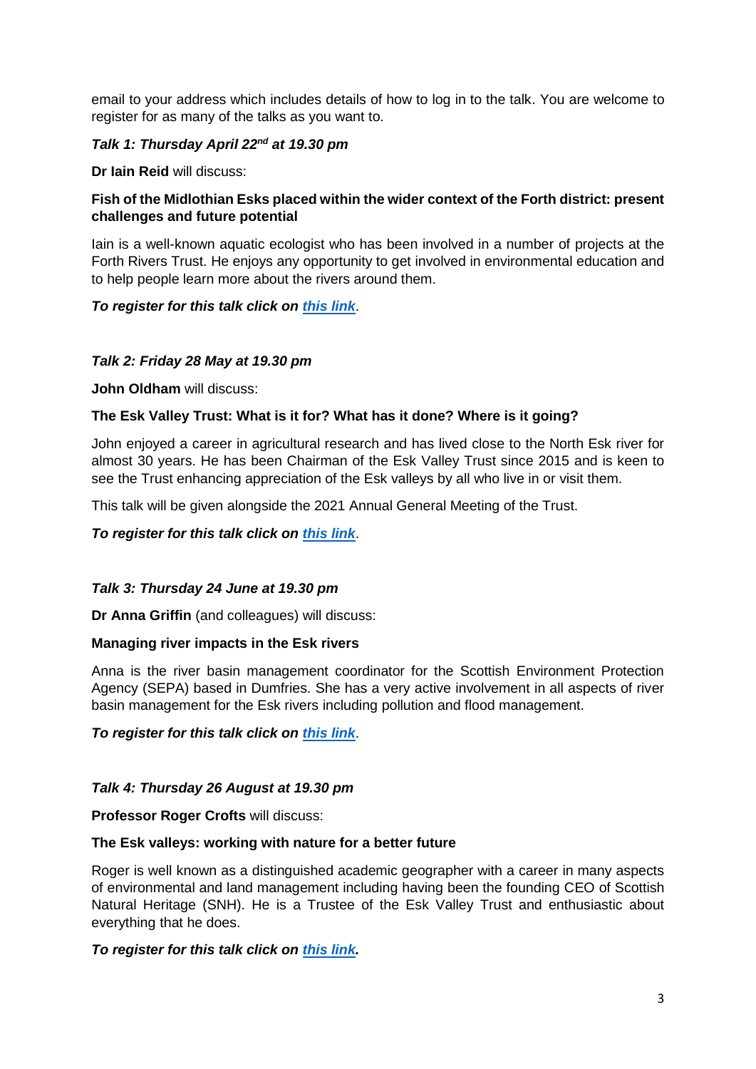email to your address which includes details of how to log in to the talk. You are welcome to register for as many of the talks as you want to.

***Talk 1: Thursday April 22nd at 19.30 pm***

**Dr Iain Reid** will discuss:

**Fish of the Midlothian Esks placed within the wider context of the Forth district: present challenges and future potential**

Iain is a well-known aquatic ecologist who has been involved in a number of projects at the Forth Rivers Trust. He enjoys any opportunity to get involved in environmental education and to help people learn more about the rivers around them.

***To register for this talk click on this link***.

***Talk 2: Friday 28 May at 19.30 pm***

**John Oldham** will discuss:

**The Esk Valley Trust: What is it for? What has it done? Where is it going?**

John enjoyed a career in agricultural research and has lived close to the North Esk river for almost 30 years. He has been Chairman of the Esk Valley Trust since 2015 and is keen to see the Trust enhancing appreciation of the Esk valleys by all who live in or visit them.

This talk will be given alongside the 2021 Annual General Meeting of the Trust.

***To register for this talk click on this link***.

***Talk 3: Thursday 24 June at 19.30 pm***

**Dr Anna Griffin** (and colleagues) will discuss:

**Managing river impacts in the Esk rivers**

Anna is the river basin management coordinator for the Scottish Environment Protection Agency (SEPA) based in Dumfries. She has a very active involvement in all aspects of river basin management for the Esk rivers including pollution and flood management.

***To register for this talk click on this link***.

***Talk 4: Thursday 26 August at 19.30 pm***

**Professor Roger Crofts** will discuss:

**The Esk valleys: working with nature for a better future**

Roger is well known as a distinguished academic geographer with a career in many aspects of environmental and land management including having been the founding CEO of Scottish Natural Heritage (SNH). He is a Trustee of the Esk Valley Trust and enthusiastic about everything that he does.

***To register for this talk click on this link.***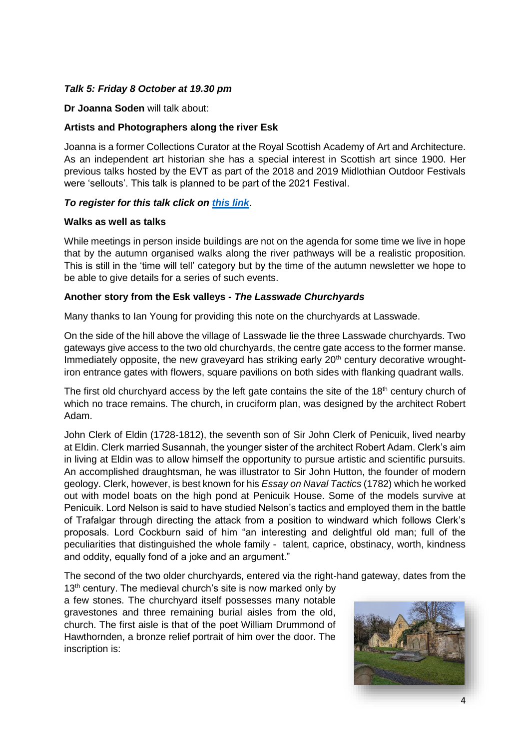***Talk 5: Friday 8 October at 19.30 pm***

**Dr Joanna Soden** will talk about:

**Artists and Photographers along the river Esk**

Joanna is a former Collections Curator at the Royal Scottish Academy of Art and Architecture. As an independent art historian she has a special interest in Scottish art since 1900. Her previous talks hosted by the EVT as part of the 2018 and 2019 Midlothian Outdoor Festivals were 'sellouts'. This talk is planned to be part of the 2021 Festival.

***To register for this talk click on [this link](#).***

**Walks as well as talks**

While meetings in person inside buildings are not on the agenda for some time we live in hope that by the autumn organised walks along the river pathways will be a realistic proposition. This is still in the 'time will tell' category but by the time of the autumn newsletter we hope to be able to give details for a series of such events.

**Another story from the Esk valleys - *The Lasswade Churchyards***

Many thanks to Ian Young for providing this note on the churchyards at Lasswade.

On the side of the hill above the village of Lasswade lie the three Lasswade churchyards. Two gateways give access to the two old churchyards, the centre gate access to the former manse. Immediately opposite, the new graveyard has striking early 20th century decorative wrought-iron entrance gates with flowers, square pavilions on both sides with flanking quadrant walls.

The first old churchyard access by the left gate contains the site of the 18th century church of which no trace remains. The church, in cruciform plan, was designed by the architect Robert Adam.

John Clerk of Eldin (1728-1812), the seventh son of Sir John Clerk of Penicuik, lived nearby at Eldin. Clerk married Susannah, the younger sister of the architect Robert Adam. Clerk's aim in living at Eldin was to allow himself the opportunity to pursue artistic and scientific pursuits. An accomplished draughtsman, he was illustrator to Sir John Hutton, the founder of modern geology. Clerk, however, is best known for his *Essay on Naval Tactics* (1782) which he worked out with model boats on the high pond at Penicuik House. Some of the models survive at Penicuik. Lord Nelson is said to have studied Nelson's tactics and employed them in the battle of Trafalgar through directing the attack from a position to windward which follows Clerk's proposals. Lord Cockburn said of him "an interesting and delightful old man; full of the peculiarities that distinguished the whole family - talent, caprice, obstinacy, worth, kindness and oddity, equally fond of a joke and an argument."

The second of the two older churchyards, entered via the right-hand gateway, dates from the 13th century. The medieval church's site is now marked only by a few stones. The churchyard itself possesses many notable gravestones and three remaining burial aisles from the old, church. The first aisle is that of the poet William Drummond of Hawthornden, a bronze relief portrait of him over the door. The inscription is: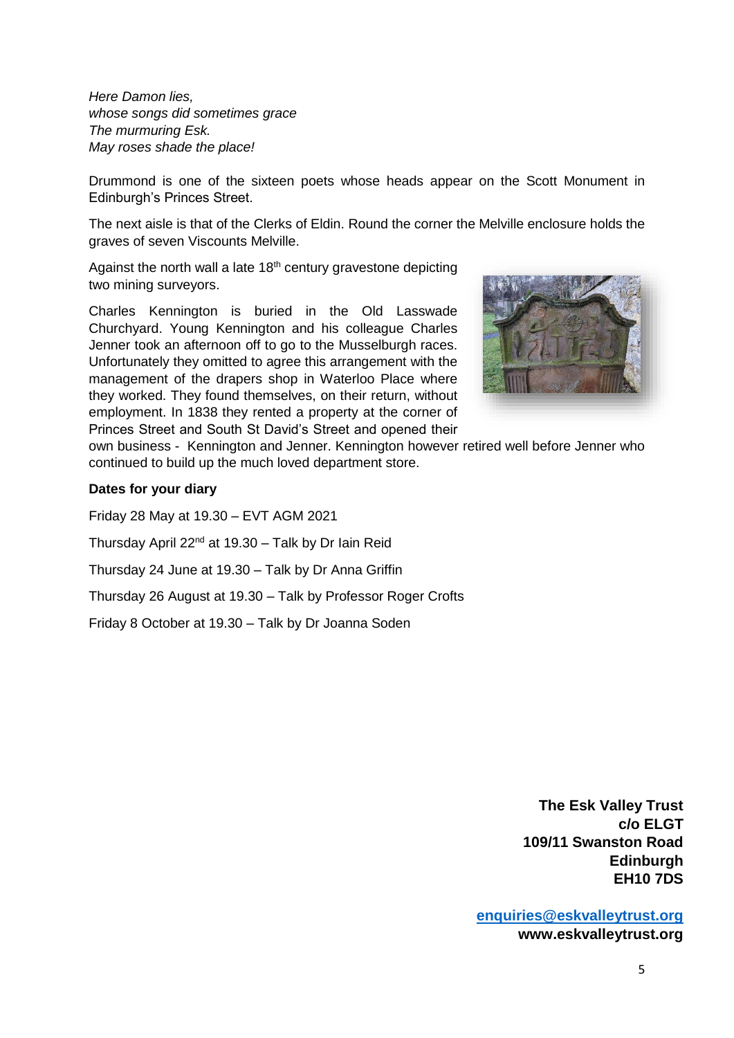*Here Damon lies,*
*whose songs did sometimes grace*
*The murmuring Esk.*
*May roses shade the place!*

Drummond is one of the sixteen poets whose heads appear on the Scott Monument in Edinburgh's Princes Street.

The next aisle is that of the Clerks of Eldin. Round the corner the Melville enclosure holds the graves of seven Viscounts Melville.

Against the north wall a late 18th century gravestone depicting two mining surveyors.

Charles Kennington is buried in the Old Lasswade Churchyard. Young Kennington and his colleague Charles Jenner took an afternoon off to go to the Musselburgh races. Unfortunately they omitted to agree this arrangement with the management of the drapers shop in Waterloo Place where they worked. They found themselves, on their return, without employment. In 1838 they rented a property at the corner of Princes Street and South St David's Street and opened their own business - Kennington and Jenner. Kennington however retired well before Jenner who continued to build up the much loved department store.

**Dates for your diary**

Friday 28 May at 19.30 – EVT AGM 2021

Thursday April 22nd at 19.30 – Talk by Dr Iain Reid

Thursday 24 June at 19.30 – Talk by Dr Anna Griffin

Thursday 26 August at 19.30 – Talk by Professor Roger Crofts

Friday 8 October at 19.30 – Talk by Dr Joanna Soden

**The Esk Valley Trust**
**c/o ELGT**
**109/11 Swanston Road**
**Edinburgh**
**EH10 7DS**

**enquiries@eskvalleytrust.org**
**www.eskvalleytrust.org**